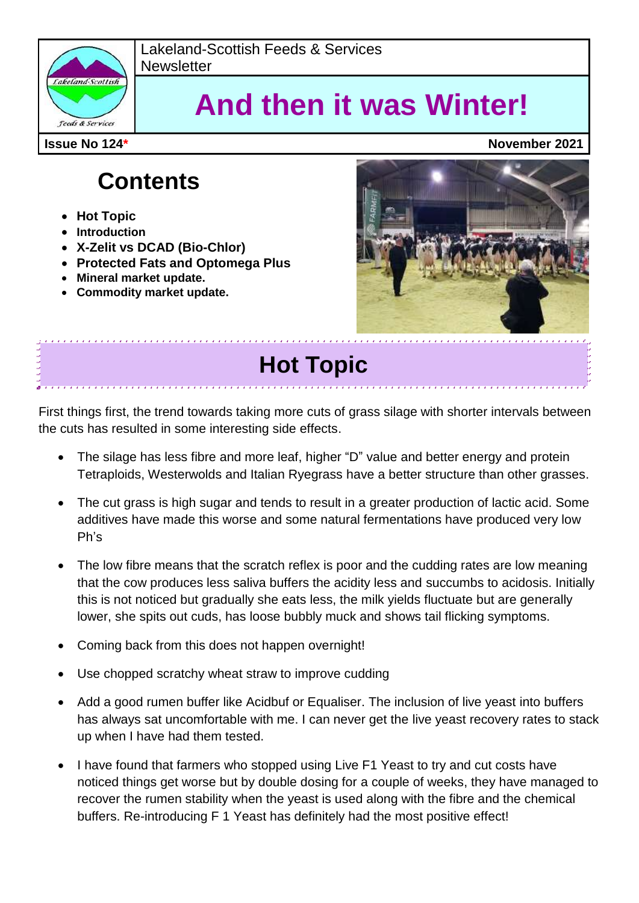Lakeland-Scottish Feeds & Services Newsletter

# And then it was Winter!

**Issue No 124*** **November 2021**

## Contents

- **Hot Topic**
- **Introduction**
- **X-Zelit vs DCAD (Bio-Chlor)**
- **Protected Fats and Optomega Plus**
- **Mineral market update.**
- **Commodity market update.**

## Hot Topic

First things first, the trend towards taking more cuts of grass silage with shorter intervals between the cuts has resulted in some interesting side effects.

- The silage has less fibre and more leaf, higher "D" value and better energy and protein Tetraploids, Westerwolds and Italian Ryegrass have a better structure than other grasses.
- The cut grass is high sugar and tends to result in a greater production of lactic acid. Some additives have made this worse and some natural fermentations have produced very low Ph's
- The low fibre means that the scratch reflex is poor and the cudding rates are low meaning that the cow produces less saliva buffers the acidity less and succumbs to acidosis. Initially this is not noticed but gradually she eats less, the milk yields fluctuate but are generally lower, she spits out cuds, has loose bubbly muck and shows tail flicking symptoms.
- Coming back from this does not happen overnight!
- Use chopped scratchy wheat straw to improve cudding
- Add a good rumen buffer like Acidbuf or Equaliser. The inclusion of live yeast into buffers has always sat uncomfortable with me. I can never get the live yeast recovery rates to stack up when I have had them tested.
- I have found that farmers who stopped using Live F1 Yeast to try and cut costs have noticed things get worse but by double dosing for a couple of weeks, they have managed to recover the rumen stability when the yeast is used along with the fibre and the chemical buffers. Re-introducing F 1 Yeast has definitely had the most positive effect!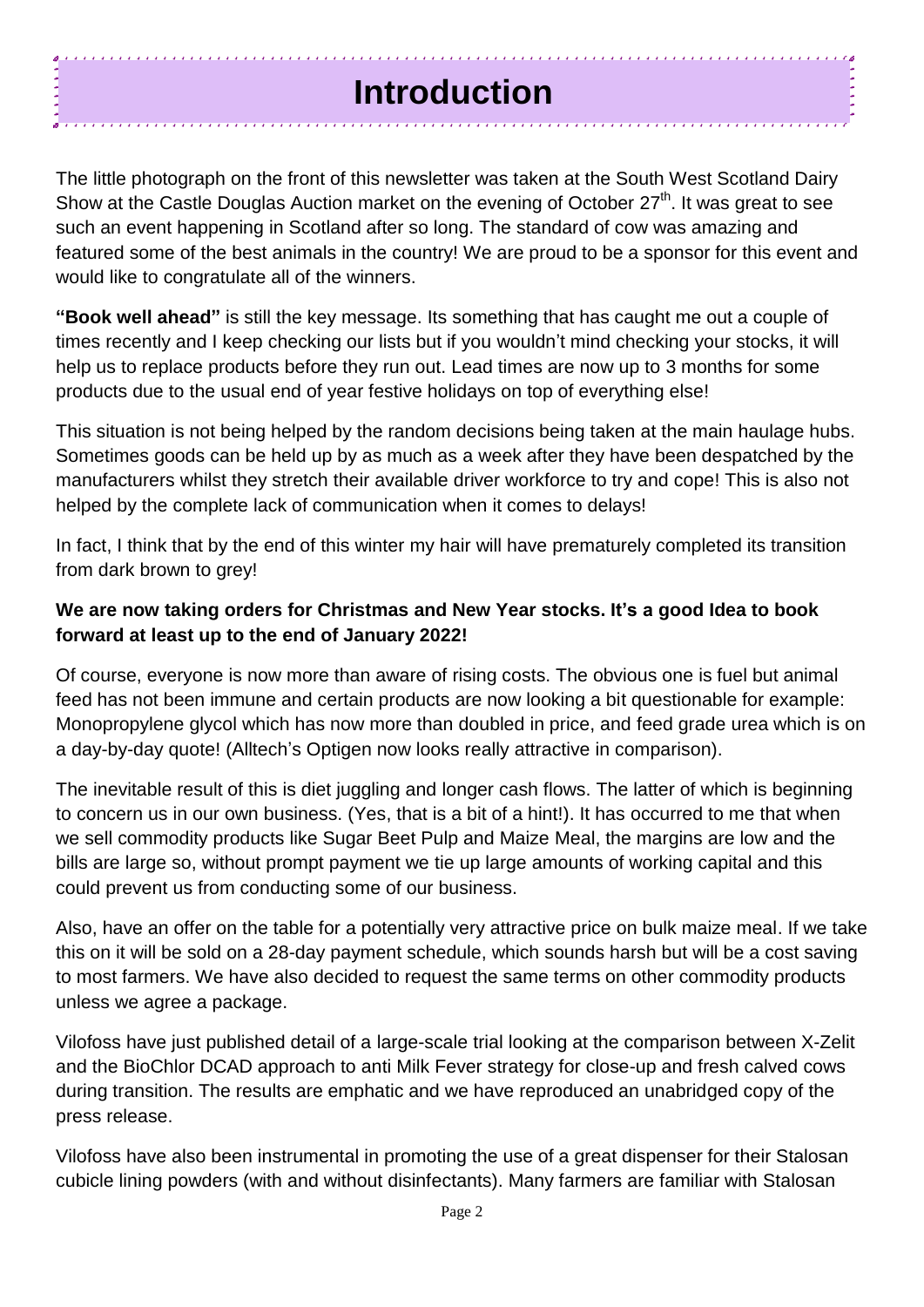# Introduction

The little photograph on the front of this newsletter was taken at the South West Scotland Dairy Show at the Castle Douglas Auction market on the evening of October 27th. It was great to see such an event happening in Scotland after so long. The standard of cow was amazing and featured some of the best animals in the country! We are proud to be a sponsor for this event and would like to congratulate all of the winners.

**"Book well ahead"** is still the key message. Its something that has caught me out a couple of times recently and I keep checking our lists but if you wouldn't mind checking your stocks, it will help us to replace products before they run out. Lead times are now up to 3 months for some products due to the usual end of year festive holidays on top of everything else!

This situation is not being helped by the random decisions being taken at the main haulage hubs. Sometimes goods can be held up by as much as a week after they have been despatched by the manufacturers whilst they stretch their available driver workforce to try and cope! This is also not helped by the complete lack of communication when it comes to delays!

In fact, I think that by the end of this winter my hair will have prematurely completed its transition from dark brown to grey!

**We are now taking orders for Christmas and New Year stocks. It's a good Idea to book forward at least up to the end of January 2022!**

Of course, everyone is now more than aware of rising costs. The obvious one is fuel but animal feed has not been immune and certain products are now looking a bit questionable for example: Monopropylene glycol which has now more than doubled in price, and feed grade urea which is on a day-by-day quote! (Alltech's Optigen now looks really attractive in comparison).

The inevitable result of this is diet juggling and longer cash flows. The latter of which is beginning to concern us in our own business. (Yes, that is a bit of a hint!). It has occurred to me that when we sell commodity products like Sugar Beet Pulp and Maize Meal, the margins are low and the bills are large so, without prompt payment we tie up large amounts of working capital and this could prevent us from conducting some of our business.

Also, have an offer on the table for a potentially very attractive price on bulk maize meal. If we take this on it will be sold on a 28-day payment schedule, which sounds harsh but will be a cost saving to most farmers. We have also decided to request the same terms on other commodity products unless we agree a package.

Vilofoss have just published detail of a large-scale trial looking at the comparison between X-Zelit and the BioChlor DCAD approach to anti Milk Fever strategy for close-up and fresh calved cows during transition. The results are emphatic and we have reproduced an unabridged copy of the press release.

Vilofoss have also been instrumental in promoting the use of a great dispenser for their Stalosan cubicle lining powders (with and without disinfectants). Many farmers are familiar with Stalosan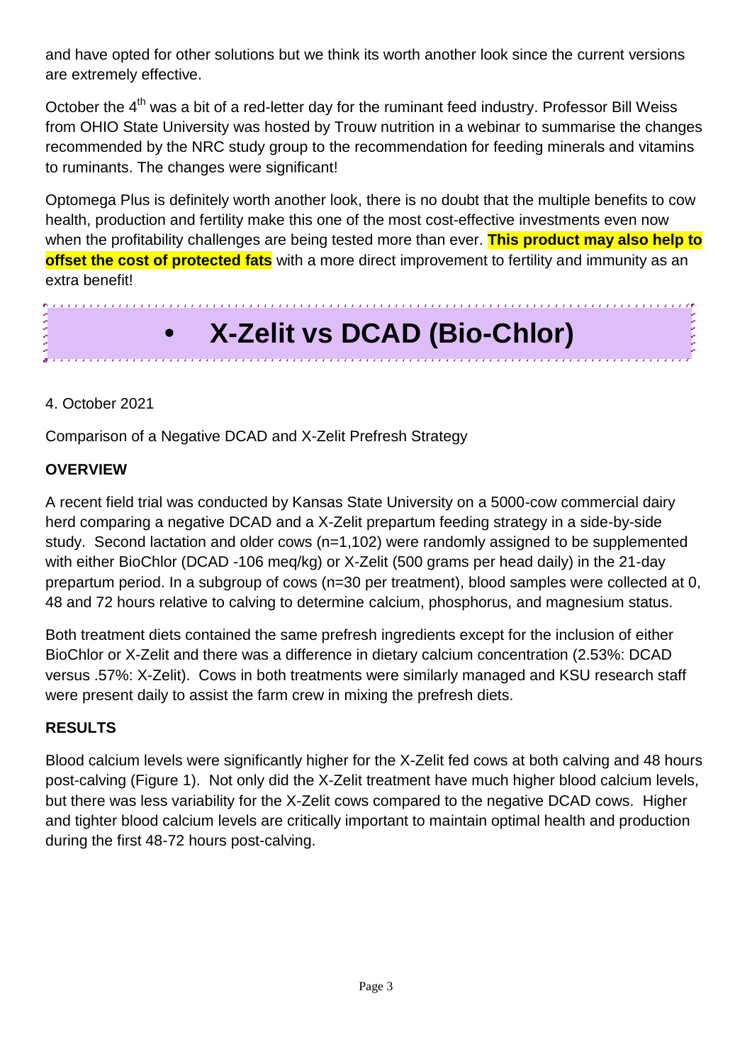and have opted for other solutions but we think its worth another look since the current versions are extremely effective.

October the 4th was a bit of a red-letter day for the ruminant feed industry. Professor Bill Weiss from OHIO State University was hosted by Trouw nutrition in a webinar to summarise the changes recommended by the NRC study group to the recommendation for feeding minerals and vitamins to ruminants. The changes were significant!

Optomega Plus is definitely worth another look, there is no doubt that the multiple benefits to cow health, production and fertility make this one of the most cost-effective investments even now when the profitability challenges are being tested more than ever. **This product may also help to offset the cost of protected fats** with a more direct improvement to fertility and immunity as an extra benefit!

# • X-Zelit vs DCAD (Bio-Chlor)

4. October 2021

Comparison of a Negative DCAD and X-Zelit Prefresh Strategy

**OVERVIEW**

A recent field trial was conducted by Kansas State University on a 5000-cow commercial dairy herd comparing a negative DCAD and a X-Zelit prepartum feeding strategy in a side-by-side study. Second lactation and older cows (n=1,102) were randomly assigned to be supplemented with either BioChlor (DCAD -106 meq/kg) or X-Zelit (500 grams per head daily) in the 21-day prepartum period. In a subgroup of cows (n=30 per treatment), blood samples were collected at 0, 48 and 72 hours relative to calving to determine calcium, phosphorus, and magnesium status.

Both treatment diets contained the same prefresh ingredients except for the inclusion of either BioChlor or X-Zelit and there was a difference in dietary calcium concentration (2.53%: DCAD versus .57%: X-Zelit). Cows in both treatments were similarly managed and KSU research staff were present daily to assist the farm crew in mixing the prefresh diets.

**RESULTS**

Blood calcium levels were significantly higher for the X-Zelit fed cows at both calving and 48 hours post-calving (Figure 1). Not only did the X-Zelit treatment have much higher blood calcium levels, but there was less variability for the X-Zelit cows compared to the negative DCAD cows. Higher and tighter blood calcium levels are critically important to maintain optimal health and production during the first 48-72 hours post-calving.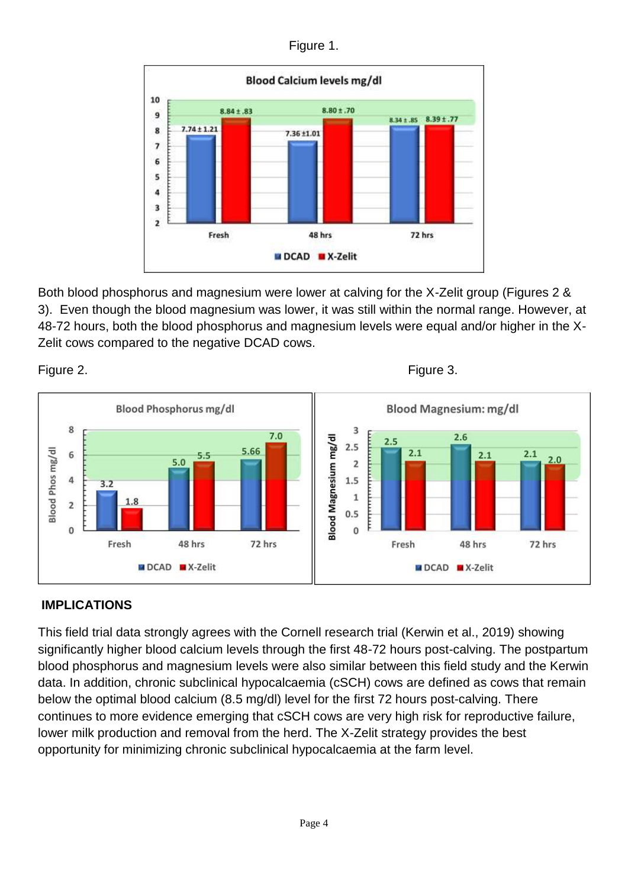Figure 1.

Both blood phosphorus and magnesium were lower at calving for the X-Zelit group (Figures 2 & 3). Even though the blood magnesium was lower, it was still within the normal range. However, at 48-72 hours, both the blood phosphorus and magnesium levels were equal and/or higher in the X-Zelit cows compared to the negative DCAD cows.

Figure 2.

Figure 3.

## IMPLICATIONS

This field trial data strongly agrees with the Cornell research trial (Kerwin et al., 2019) showing significantly higher blood calcium levels through the first 48-72 hours post-calving. The postpartum blood phosphorus and magnesium levels were also similar between this field study and the Kerwin data. In addition, chronic subclinical hypocalcaemia (cSCH) cows are defined as cows that remain below the optimal blood calcium (8.5 mg/dl) level for the first 72 hours post-calving. There continues to more evidence emerging that cSCH cows are very high risk for reproductive failure, lower milk production and removal from the herd. The X-Zelit strategy provides the best opportunity for minimizing chronic subclinical hypocalcaemia at the farm level.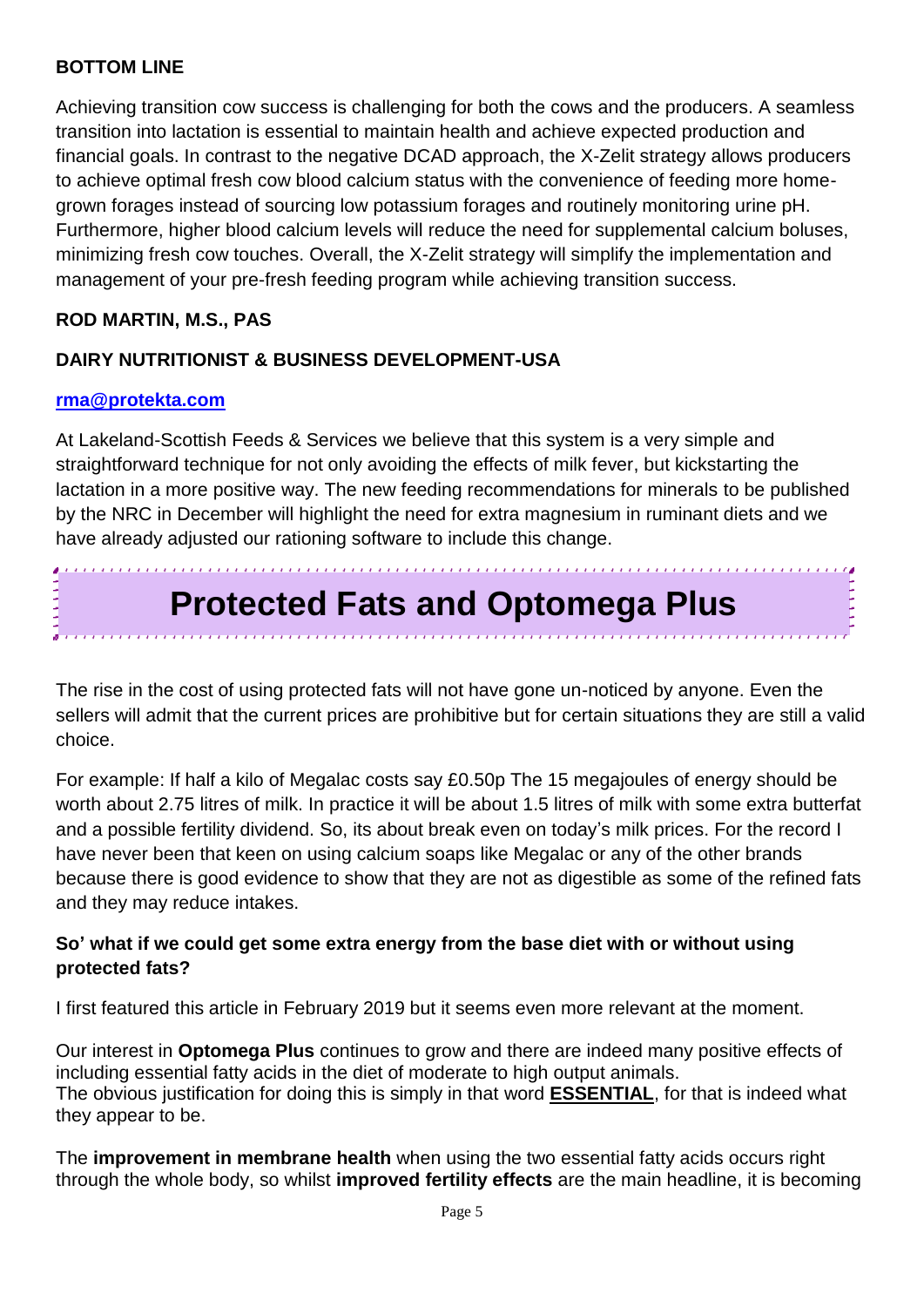**BOTTOM LINE**

Achieving transition cow success is challenging for both the cows and the producers. A seamless transition into lactation is essential to maintain health and achieve expected production and financial goals. In contrast to the negative DCAD approach, the X-Zelit strategy allows producers to achieve optimal fresh cow blood calcium status with the convenience of feeding more home-grown forages instead of sourcing low potassium forages and routinely monitoring urine pH. Furthermore, higher blood calcium levels will reduce the need for supplemental calcium boluses, minimizing fresh cow touches. Overall, the X-Zelit strategy will simplify the implementation and management of your pre-fresh feeding program while achieving transition success.

**ROD MARTIN, M.S., PAS**

**DAIRY NUTRITIONIST & BUSINESS DEVELOPMENT-USA**

**rma@protekta.com**

At Lakeland-Scottish Feeds & Services we believe that this system is a very simple and straightforward technique for not only avoiding the effects of milk fever, but kickstarting the lactation in a more positive way. The new feeding recommendations for minerals to be published by the NRC in December will highlight the need for extra magnesium in ruminant diets and we have already adjusted our rationing software to include this change.

# Protected Fats and Optomega Plus

The rise in the cost of using protected fats will not have gone un-noticed by anyone. Even the sellers will admit that the current prices are prohibitive but for certain situations they are still a valid choice.

For example: If half a kilo of Megalac costs say £0.50p The 15 megajoules of energy should be worth about 2.75 litres of milk. In practice it will be about 1.5 litres of milk with some extra butterfat and a possible fertility dividend. So, its about break even on today's milk prices. For the record I have never been that keen on using calcium soaps like Megalac or any of the other brands because there is good evidence to show that they are not as digestible as some of the refined fats and they may reduce intakes.

**So' what if we could get some extra energy from the base diet with or without using protected fats?**

I first featured this article in February 2019 but it seems even more relevant at the moment.

Our interest in **Optomega Plus** continues to grow and there are indeed many positive effects of including essential fatty acids in the diet of moderate to high output animals.
The obvious justification for doing this is simply in that word **ESSENTIAL**, for that is indeed what they appear to be.

The **improvement in membrane health** when using the two essential fatty acids occurs right through the whole body, so whilst **improved fertility effects** are the main headline, it is becoming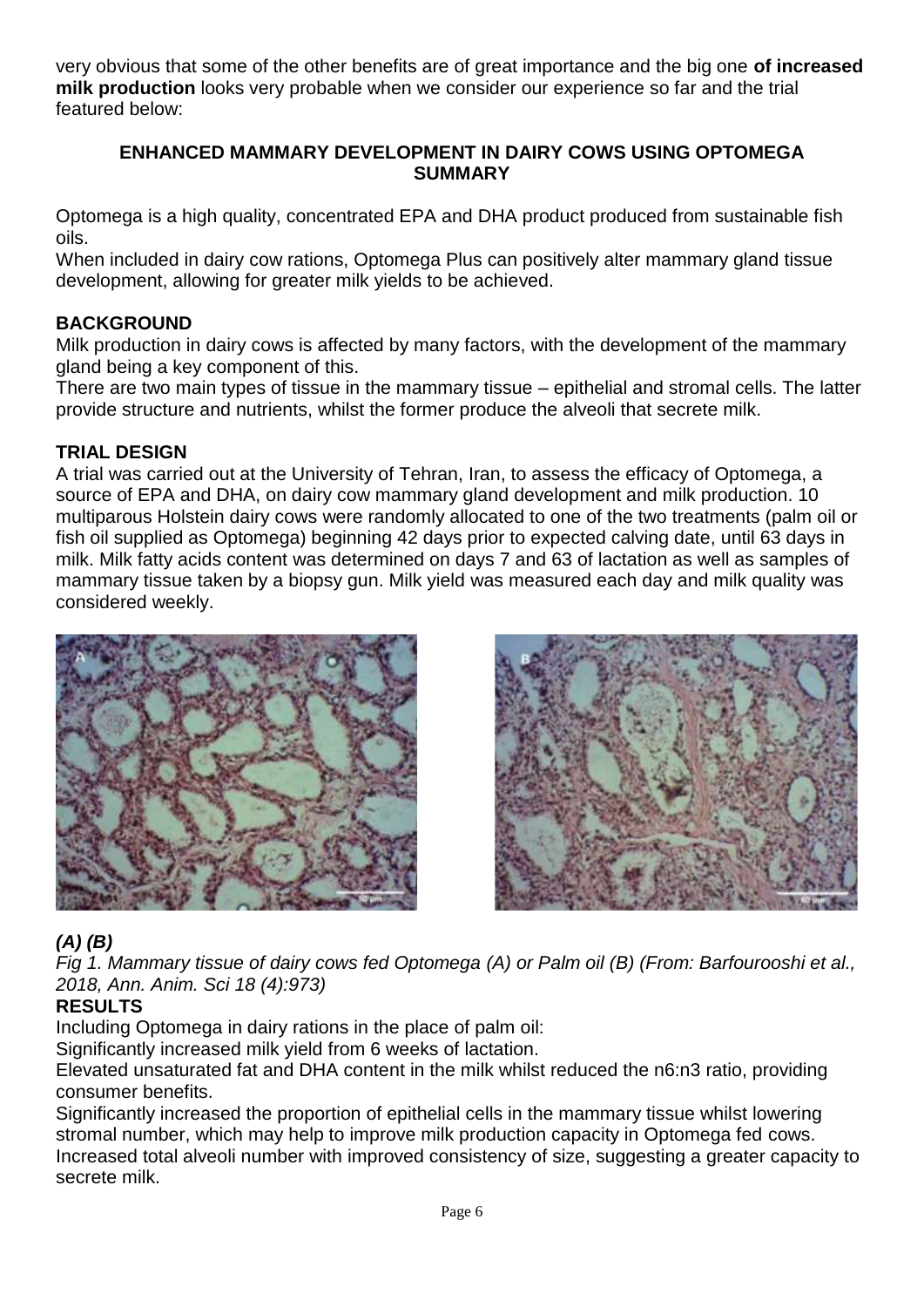very obvious that some of the other benefits are of great importance and the big one **of increased milk production** looks very probable when we consider our experience so far and the trial featured below:

## ENHANCED MAMMARY DEVELOPMENT IN DAIRY COWS USING OPTOMEGA SUMMARY

Optomega is a high quality, concentrated EPA and DHA product produced from sustainable fish oils.

When included in dairy cow rations, Optomega Plus can positively alter mammary gland tissue development, allowing for greater milk yields to be achieved.

### BACKGROUND

Milk production in dairy cows is affected by many factors, with the development of the mammary gland being a key component of this.

There are two main types of tissue in the mammary tissue – epithelial and stromal cells. The latter provide structure and nutrients, whilst the former produce the alveoli that secrete milk.

### TRIAL DESIGN

A trial was carried out at the University of Tehran, Iran, to assess the efficacy of Optomega, a source of EPA and DHA, on dairy cow mammary gland development and milk production. 10 multiparous Holstein dairy cows were randomly allocated to one of the two treatments (palm oil or fish oil supplied as Optomega) beginning 42 days prior to expected calving date, until 63 days in milk. Milk fatty acids content was determined on days 7 and 63 of lactation as well as samples of mammary tissue taken by a biopsy gun. Milk yield was measured each day and milk quality was considered weekly.

***(A) (B)***

*Fig 1. Mammary tissue of dairy cows fed Optomega (A) or Palm oil (B) (From: Barfourooshi et al., 2018, Ann. Anim. Sci 18 (4):973)*

### RESULTS

Including Optomega in dairy rations in the place of palm oil:

Significantly increased milk yield from 6 weeks of lactation.

Elevated unsaturated fat and DHA content in the milk whilst reduced the n6:n3 ratio, providing consumer benefits.

Significantly increased the proportion of epithelial cells in the mammary tissue whilst lowering stromal number, which may help to improve milk production capacity in Optomega fed cows.

Increased total alveoli number with improved consistency of size, suggesting a greater capacity to secrete milk.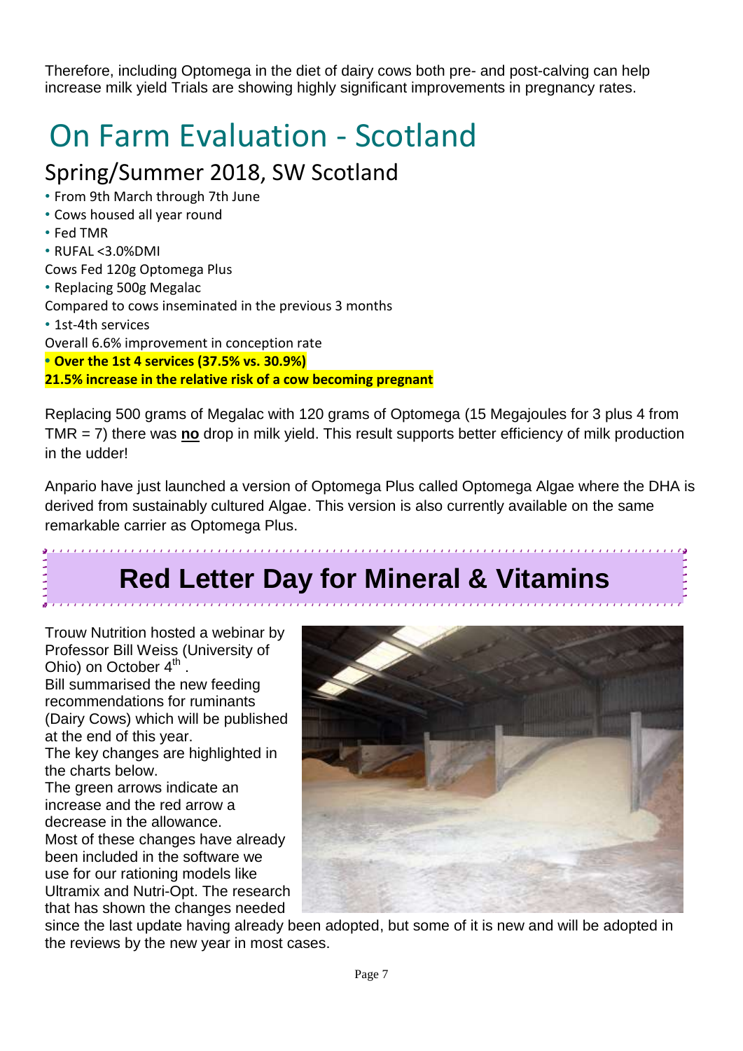Therefore, including Optomega in the diet of dairy cows both pre- and post-calving can help increase milk yield Trials are showing highly significant improvements in pregnancy rates.

# On Farm Evaluation - Scotland

## Spring/Summer 2018, SW Scotland

- From 9th March through 7th June
- Cows housed all year round
- Fed TMR
- RUFAL <3.0%DMI

Cows Fed 120g Optomega Plus

- Replacing 500g Megalac

Compared to cows inseminated in the previous 3 months

- 1st-4th services

Overall 6.6% improvement in conception rate

- **Over the 1st 4 services (37.5% vs. 30.9%)**

**21.5% increase in the relative risk of a cow becoming pregnant**

Replacing 500 grams of Megalac with 120 grams of Optomega (15 Megajoules for 3 plus 4 from TMR = 7) there was **no** drop in milk yield. This result supports better efficiency of milk production in the udder!

Anpario have just launched a version of Optomega Plus called Optomega Algae where the DHA is derived from sustainably cultured Algae. This version is also currently available on the same remarkable carrier as Optomega Plus.

# Red Letter Day for Mineral & Vitamins

Trouw Nutrition hosted a webinar by Professor Bill Weiss (University of Ohio) on October 4th .

Bill summarised the new feeding recommendations for ruminants (Dairy Cows) which will be published at the end of this year.

The key changes are highlighted in the charts below.

The green arrows indicate an increase and the red arrow a decrease in the allowance.

Most of these changes have already been included in the software we use for our rationing models like Ultramix and Nutri-Opt. The research that has shown the changes needed since the last update having already been adopted, but some of it is new and will be adopted in the reviews by the new year in most cases.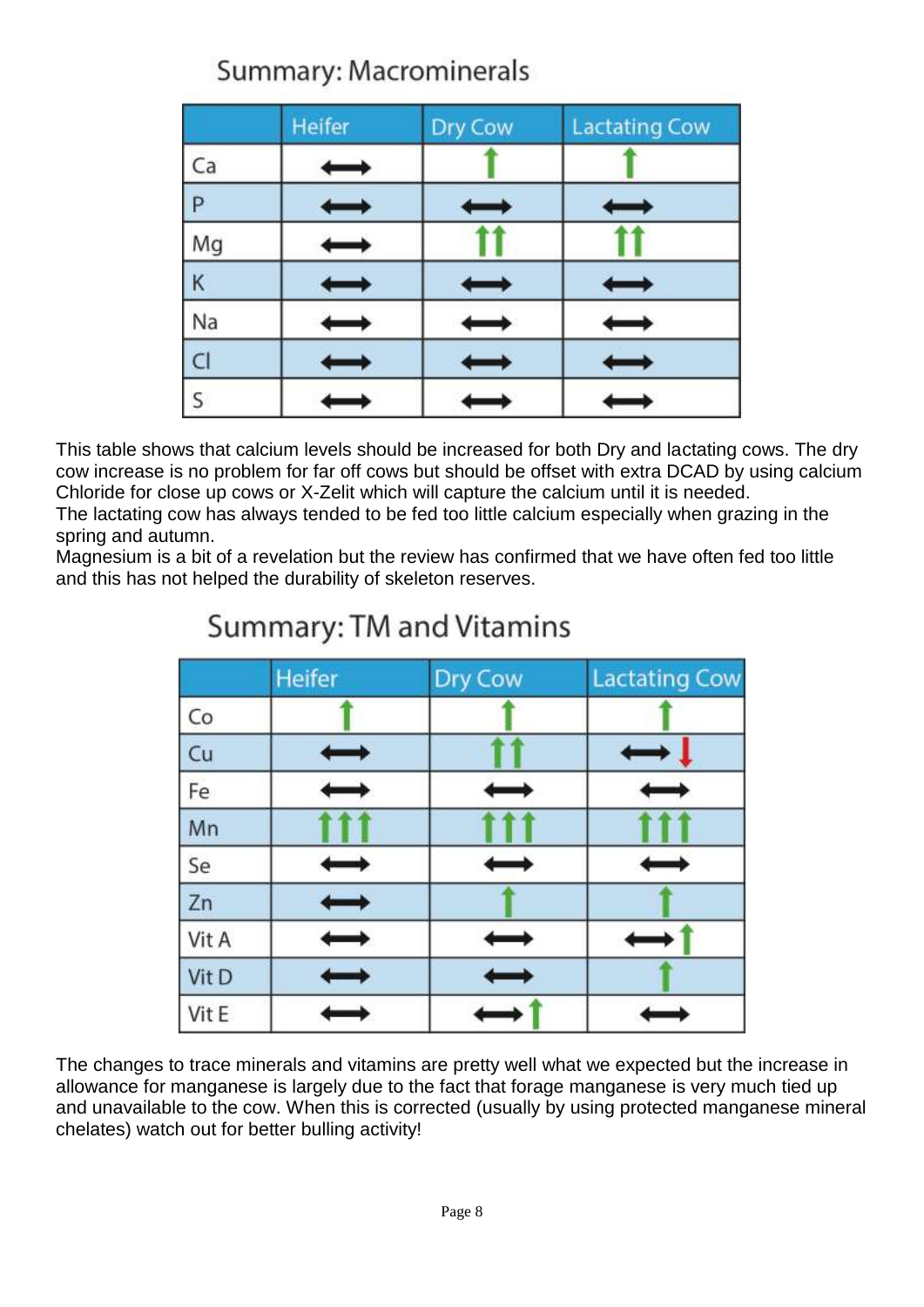## Summary: Macrominerals

| | Heifer | Dry Cow | Lactating Cow |
|---|---|---|---|
| Ca | ⟷ | ↑ | ↑ |
| P | ⟷ | ⟷ | ⟷ |
| Mg | ⟷ | ↑↑ | ↑↑ |
| K | ⟷ | ⟷ | ⟷ |
| Na | ⟷ | ⟷ | ⟷ |
| Cl | ⟷ | ⟷ | ⟷ |
| S | ⟷ | ⟷ | ⟷ |

This table shows that calcium levels should be increased for both Dry and lactating cows. The dry cow increase is no problem for far off cows but should be offset with extra DCAD by using calcium Chloride for close up cows or X-Zelit which will capture the calcium until it is needed.
The lactating cow has always tended to be fed too little calcium especially when grazing in the spring and autumn.
Magnesium is a bit of a revelation but the review has confirmed that we have often fed too little and this has not helped the durability of skeleton reserves.

## Summary: TM and Vitamins

| | Heifer | Dry Cow | Lactating Cow |
|---|---|---|---|
| Co | ↑ | ↑ | ↑ |
| Cu | ⟷ | ↑↑ | ⟷ ↓ |
| Fe | ⟷ | ⟷ | ⟷ |
| Mn | ↑↑↑ | ↑↑↑ | ↑↑↑ |
| Se | ⟷ | ⟷ | ⟷ |
| Zn | ⟷ | ↑ | ↑ |
| Vit A | ⟷ | ⟷ | ⟷ ↑ |
| Vit D | ⟷ | ⟷ | ↑ |
| Vit E | ⟷ | ⟷ ↑ | ⟷ |

The changes to trace minerals and vitamins are pretty well what we expected but the increase in allowance for manganese is largely due to the fact that forage manganese is very much tied up and unavailable to the cow. When this is corrected (usually by using protected manganese mineral chelates) watch out for better bulling activity!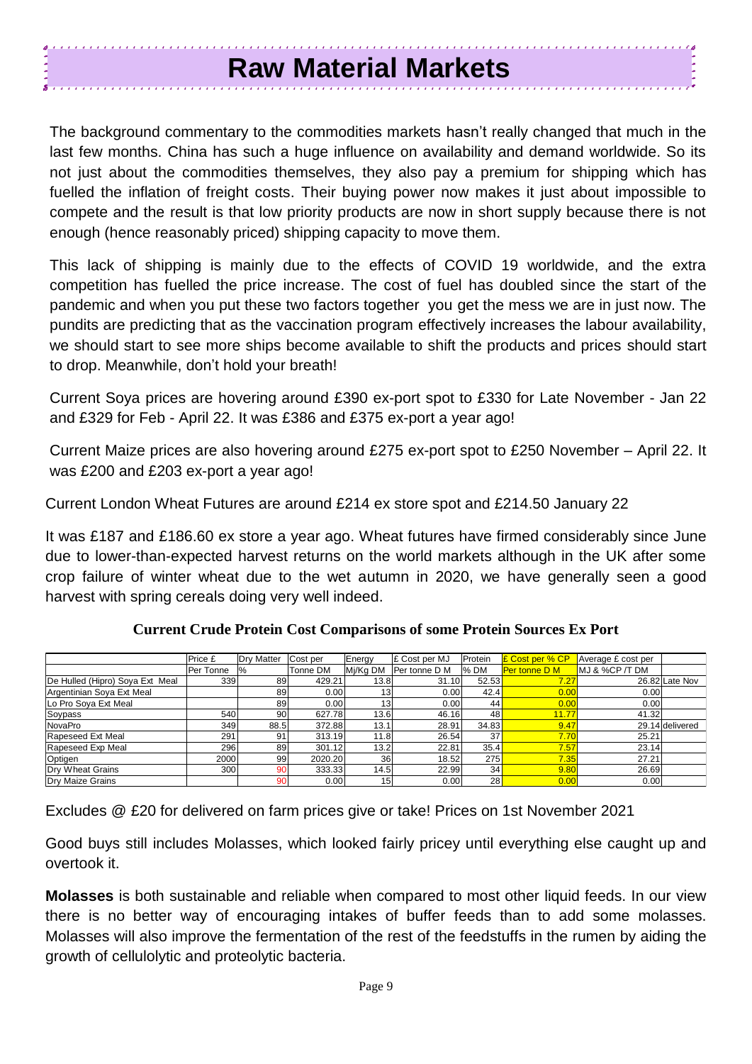# Raw Material Markets

The background commentary to the commodities markets hasn't really changed that much in the last few months. China has such a huge influence on availability and demand worldwide. So its not just about the commodities themselves, they also pay a premium for shipping which has fuelled the inflation of freight costs. Their buying power now makes it just about impossible to compete and the result is that low priority products are now in short supply because there is not enough (hence reasonably priced) shipping capacity to move them.

This lack of shipping is mainly due to the effects of COVID 19 worldwide, and the extra competition has fuelled the price increase. The cost of fuel has doubled since the start of the pandemic and when you put these two factors together you get the mess we are in just now. The pundits are predicting that as the vaccination program effectively increases the labour availability, we should start to see more ships become available to shift the products and prices should start to drop. Meanwhile, don't hold your breath!

Current Soya prices are hovering around £390 ex-port spot to £330 for Late November - Jan 22 and £329 for Feb - April 22. It was £386 and £375 ex-port a year ago!

Current Maize prices are also hovering around £275 ex-port spot to £250 November – April 22. It was £200 and £203 ex-port a year ago!

Current London Wheat Futures are around £214 ex store spot and £214.50 January 22

It was £187 and £186.60 ex store a year ago. Wheat futures have firmed considerably since June due to lower-than-expected harvest returns on the world markets although in the UK after some crop failure of winter wheat due to the wet autumn in 2020, we have generally seen a good harvest with spring cereals doing very well indeed.

**Current Crude Protein Cost Comparisons of some Protein Sources Ex Port**

| | Price £ Per Tonne | Dry Matter % | Cost per Tonne DM | Energy Mj/Kg DM | £ Cost per MJ Per tonne D M | Protein % DM | £ Cost per % CP Per tonne D M | Average £ cost per MJ & %CP /T DM | |
|---|---|---|---|---|---|---|---|---|---|
| De Hulled (Hipro) Soya Ext Meal | 339 | 89 | 429.21 | 13.8 | 31.10 | 52.53 | 7.27 | 26.82 | Late Nov |
| Argentinian Soya Ext Meal | | 89 | 0.00 | 13 | 0.00 | 42.4 | 0.00 | 0.00 | |
| Lo Pro Soya Ext Meal | | 89 | 0.00 | 13 | 0.00 | 44 | 0.00 | 0.00 | |
| Soypass | 540 | 90 | 627.78 | 13.6 | 46.16 | 48 | 11.77 | 41.32 | |
| NovaPro | 349 | 88.5 | 372.88 | 13.1 | 28.91 | 34.83 | 9.47 | 29.14 | delivered |
| Rapeseed Ext Meal | 291 | 91 | 313.19 | 11.8 | 26.54 | 37 | 7.70 | 25.21 | |
| Rapeseed Exp Meal | 296 | 89 | 301.12 | 13.2 | 22.81 | 35.4 | 7.57 | 23.14 | |
| Optigen | 2000 | 99 | 2020.20 | 36 | 18.52 | 275 | 7.35 | 27.21 | |
| Dry Wheat Grains | 300 | 90 | 333.33 | 14.5 | 22.99 | 34 | 9.80 | 26.69 | |
| Dry Maize Grains | | 90 | 0.00 | 15 | 0.00 | 28 | 0.00 | 0.00 | |

Excludes @ £20 for delivered on farm prices give or take! Prices on 1st November 2021

Good buys still includes Molasses, which looked fairly pricey until everything else caught up and overtook it.

**Molasses** is both sustainable and reliable when compared to most other liquid feeds. In our view there is no better way of encouraging intakes of buffer feeds than to add some molasses. Molasses will also improve the fermentation of the rest of the feedstuffs in the rumen by aiding the growth of cellulolytic and proteolytic bacteria.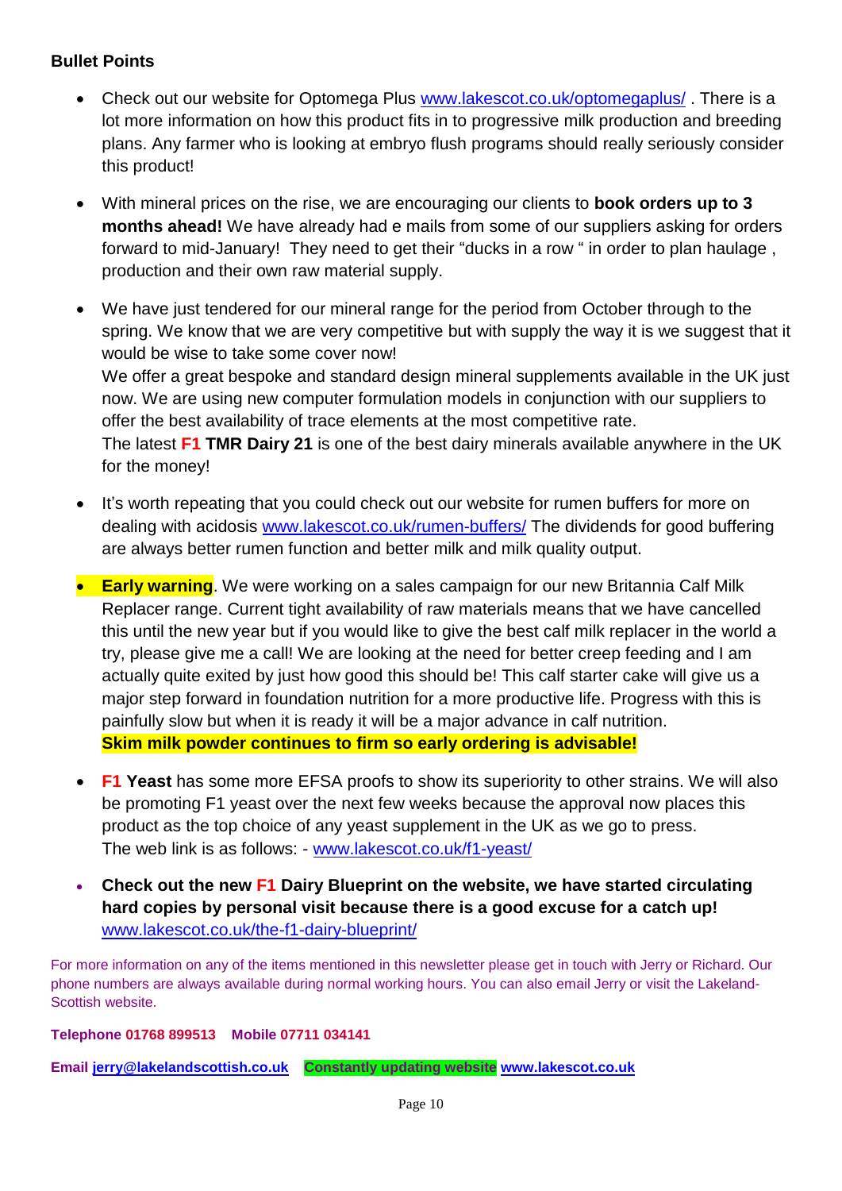### Bullet Points

- Check out our website for Optomega Plus [www.lakescot.co.uk/optomegaplus/](www.lakescot.co.uk/optomegaplus/) . There is a lot more information on how this product fits in to progressive milk production and breeding plans. Any farmer who is looking at embryo flush programs should really seriously consider this product!

- With mineral prices on the rise, we are encouraging our clients to **book orders up to 3 months ahead!** We have already had e mails from some of our suppliers asking for orders forward to mid-January! They need to get their "ducks in a row " in order to plan haulage , production and their own raw material supply.

- We have just tendered for our mineral range for the period from October through to the spring. We know that we are very competitive but with supply the way it is we suggest that it would be wise to take some cover now!
  We offer a great bespoke and standard design mineral supplements available in the UK just now. We are using new computer formulation models in conjunction with our suppliers to offer the best availability of trace elements at the most competitive rate.
  The latest **F1 TMR Dairy 21** is one of the best dairy minerals available anywhere in the UK for the money!

- It's worth repeating that you could check out our website for rumen buffers for more on dealing with acidosis [www.lakescot.co.uk/rumen-buffers/](www.lakescot.co.uk/rumen-buffers/) The dividends for good buffering are always better rumen function and better milk and milk quality output.

- **Early warning**. We were working on a sales campaign for our new Britannia Calf Milk Replacer range. Current tight availability of raw materials means that we have cancelled this until the new year but if you would like to give the best calf milk replacer in the world a try, please give me a call! We are looking at the need for better creep feeding and I am actually quite exited by just how good this should be! This calf starter cake will give us a major step forward in foundation nutrition for a more productive life. Progress with this is painfully slow but when it is ready it will be a major advance in calf nutrition.
  **Skim milk powder continues to firm so early ordering is advisable!**

- **F1 Yeast** has some more EFSA proofs to show its superiority to other strains. We will also be promoting F1 yeast over the next few weeks because the approval now places this product as the top choice of any yeast supplement in the UK as we go to press.
  The web link is as follows: - [www.lakescot.co.uk/f1-yeast/](www.lakescot.co.uk/f1-yeast/)

- **Check out the new F1 Dairy Blueprint on the website, we have started circulating hard copies by personal visit because there is a good excuse for a catch up!** [www.lakescot.co.uk/the-f1-dairy-blueprint/](www.lakescot.co.uk/the-f1-dairy-blueprint/)

For more information on any of the items mentioned in this newsletter please get in touch with Jerry or Richard. Our phone numbers are always available during normal working hours. You can also email Jerry or visit the Lakeland-Scottish website.

**Telephone 01768 899513 Mobile 07711 034141**

**Email [jerry@lakelandscottish.co.uk](mailto:jerry@lakelandscottish.co.uk) Constantly updating website [www.lakescot.co.uk](www.lakescot.co.uk)**